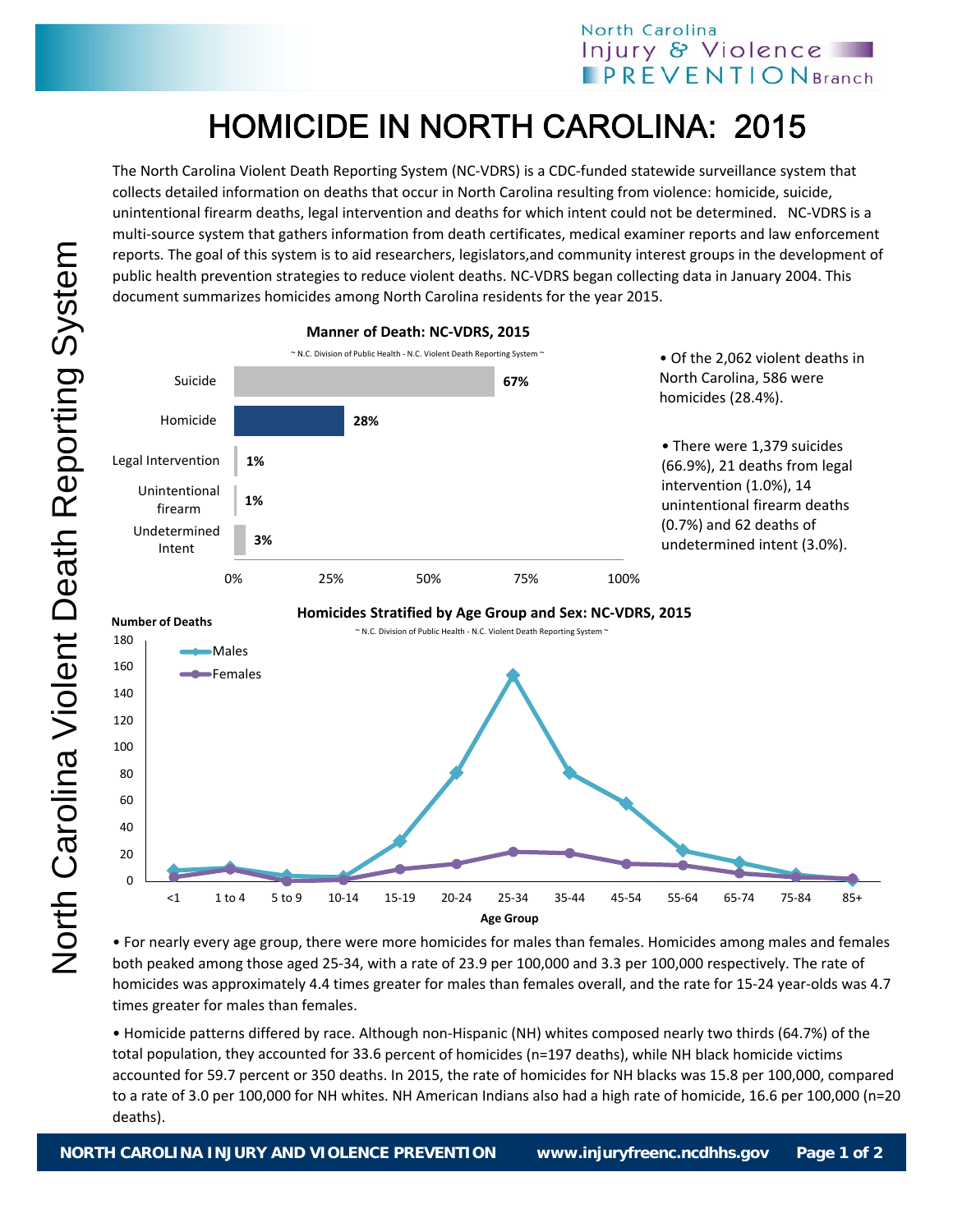North Carolina Injury & Violence PREVENTION Branch

# HOMICIDE IN NORTH CAROLINA: 2015

The North Carolina Violent Death Reporting System (NC-VDRS) is a CDC-funded statewide surveillance system that collects detailed information on deaths that occur in North Carolina resulting from violence: homicide, suicide, unintentional firearm deaths, legal intervention and deaths for which intent could not be determined. NC-VDRS is a multi-source system that gathers information from death certificates, medical examiner reports and law enforcement reports. The goal of this system is to aid researchers, legislators,and community interest groups in the development of public health prevention strategies to reduce violent deaths. NC-VDRS began collecting data in January 2004. This document summarizes homicides among North Carolina residents for the year 2015.

**Manner of Death: NC-VDRS, 2015**

~ N.C. Division of Public Health - N.C. Violent Death Reporting System ~

Suicide 67%
Homicide 28%
Legal Intervention 1%
Unintentional firearm 1%
Undetermined Intent 3%

0% 25% 50% 75% 100%

- Of the 2,062 violent deaths in North Carolina, 586 were homicides (28.4%).
- There were 1,379 suicides (66.9%), 21 deaths from legal intervention (1.0%), 14 unintentional firearm deaths (0.7%) and 62 deaths of undetermined intent (3.0%).

**Homicides Stratified by Age Group and Sex: NC-VDRS, 2015**

~ N.C. Division of Public Health - N.C. Violent Death Reporting System ~

Number of Deaths

180 160 140 120 100 80 60 40 20 0

Males
Females

<1 1 to 4 5 to 9 10-14 15-19 20-24 25-34 35-44 45-54 55-64 65-74 75-84 85+

Age Group

- For nearly every age group, there were more homicides for males than females. Homicides among males and females both peaked among those aged 25-34, with a rate of 23.9 per 100,000 and 3.3 per 100,000 respectively. The rate of homicides was approximately 4.4 times greater for males than females overall, and the rate for 15-24 year-olds was 4.7 times greater for males than females.
- Homicide patterns differed by race. Although non-Hispanic (NH) whites composed nearly two thirds (64.7%) of the total population, they accounted for 33.6 percent of homicides (n=197 deaths), while NH black homicide victims accounted for 59.7 percent or 350 deaths. In 2015, the rate of homicides for NH blacks was 15.8 per 100,000, compared to a rate of 3.0 per 100,000 for NH whites. NH American Indians also had a high rate of homicide, 16.6 per 100,000 (n=20 deaths).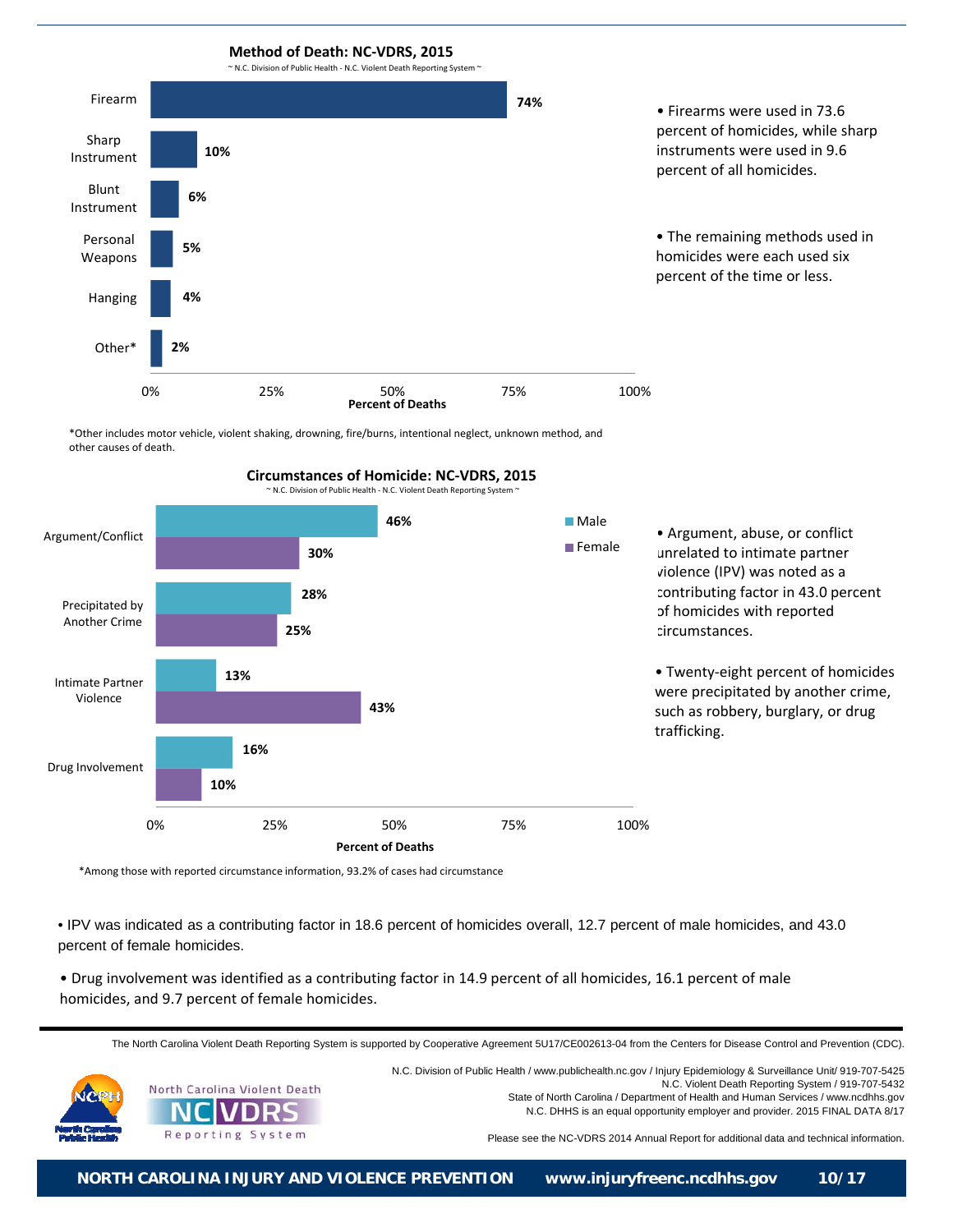**Method of Death: NC-VDRS, 2015**

~ N.C. Division of Public Health - N.C. Violent Death Reporting System ~

Firearm 74%

Sharp Instrument 10%

Blunt Instrument 6%

Personal Weapons 5%

Hanging 4%

Other* 2%

0% 25% 50% 75% 100%

Percent of Deaths

- Firearms were used in 73.6 percent of homicides, while sharp instruments were used in 9.6 percent of all homicides.
- The remaining methods used in homicides were each used six percent of the time or less.

*Other includes motor vehicle, violent shaking, drowning, fire/burns, intentional neglect, unknown method, and other causes of death.

**Circumstances of Homicide: NC-VDRS, 2015**

~ N.C. Division of Public Health - N.C. Violent Death Reporting System ~

Male

Female

Argument/Conflict 46% 30%

Precipitated by Another Crime 28% 25%

Intimate Partner Violence 13% 43%

Drug Involvement 16% 10%

0% 25% 50% 75% 100%

Percent of Deaths

- Argument, abuse, or conflict unrelated to intimate partner violence (IPV) was noted as a contributing factor in 43.0 percent of homicides with reported circumstances.
- Twenty-eight percent of homicides were precipitated by another crime, such as robbery, burglary, or drug trafficking.

*Among those with reported circumstance information, 93.2% of cases had circumstance

- IPV was indicated as a contributing factor in 18.6 percent of homicides overall, 12.7 percent of male homicides, and 43.0 percent of female homicides.
- Drug involvement was identified as a contributing factor in 14.9 percent of all homicides, 16.1 percent of male homicides, and 9.7 percent of female homicides.

The North Carolina Violent Death Reporting System is supported by Cooperative Agreement 5U17/CE002613-04 from the Centers for Disease Control and Prevention (CDC).

N.C. Division of Public Health / www.publichealth.nc.gov / Injury Epidemiology & Surveillance Unit/ 919-707-5425
N.C. Violent Death Reporting System / 919-707-5432
State of North Carolina / Department of Health and Human Services / www.ncdhhs.gov
N.C. DHHS is an equal opportunity employer and provider. 2015 FINAL DATA 8/17

Please see the NC-VDRS 2014 Annual Report for additional data and technical information.